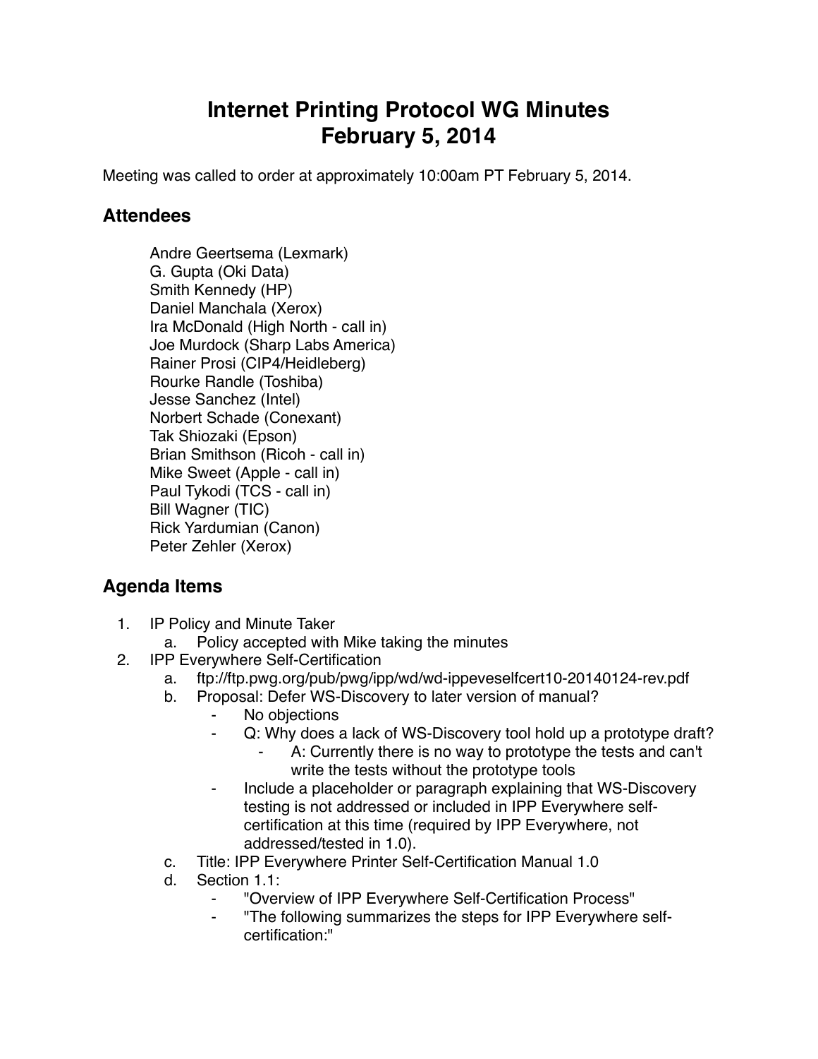# Internet Printing Protocol WG Minutes
# February 5, 2014

Meeting was called to order at approximately 10:00am PT February 5, 2014.

## Attendees

Andre Geertsema (Lexmark)
G. Gupta (Oki Data)
Smith Kennedy (HP)
Daniel Manchala (Xerox)
Ira McDonald (High North - call in)
Joe Murdock (Sharp Labs America)
Rainer Prosi (CIP4/Heidleberg)
Rourke Randle (Toshiba)
Jesse Sanchez (Intel)
Norbert Schade (Conexant)
Tak Shiozaki (Epson)
Brian Smithson (Ricoh - call in)
Mike Sweet (Apple - call in)
Paul Tykodi (TCS - call in)
Bill Wagner (TIC)
Rick Yardumian (Canon)
Peter Zehler (Xerox)

## Agenda Items

1. IP Policy and Minute Taker
   a. Policy accepted with Mike taking the minutes
2. IPP Everywhere Self-Certification
   a. ftp://ftp.pwg.org/pub/pwg/ipp/wd/wd-ippeveselfcert10-20140124-rev.pdf
   b. Proposal: Defer WS-Discovery to later version of manual?
      - No objections
      - Q: Why does a lack of WS-Discovery tool hold up a prototype draft?
        - A: Currently there is no way to prototype the tests and can't write the tests without the prototype tools
      - Include a placeholder or paragraph explaining that WS-Discovery testing is not addressed or included in IPP Everywhere self-certification at this time (required by IPP Everywhere, not addressed/tested in 1.0).
   c. Title: IPP Everywhere Printer Self-Certification Manual 1.0
   d. Section 1.1:
      - "Overview of IPP Everywhere Self-Certification Process"
      - "The following summarizes the steps for IPP Everywhere self-certification:"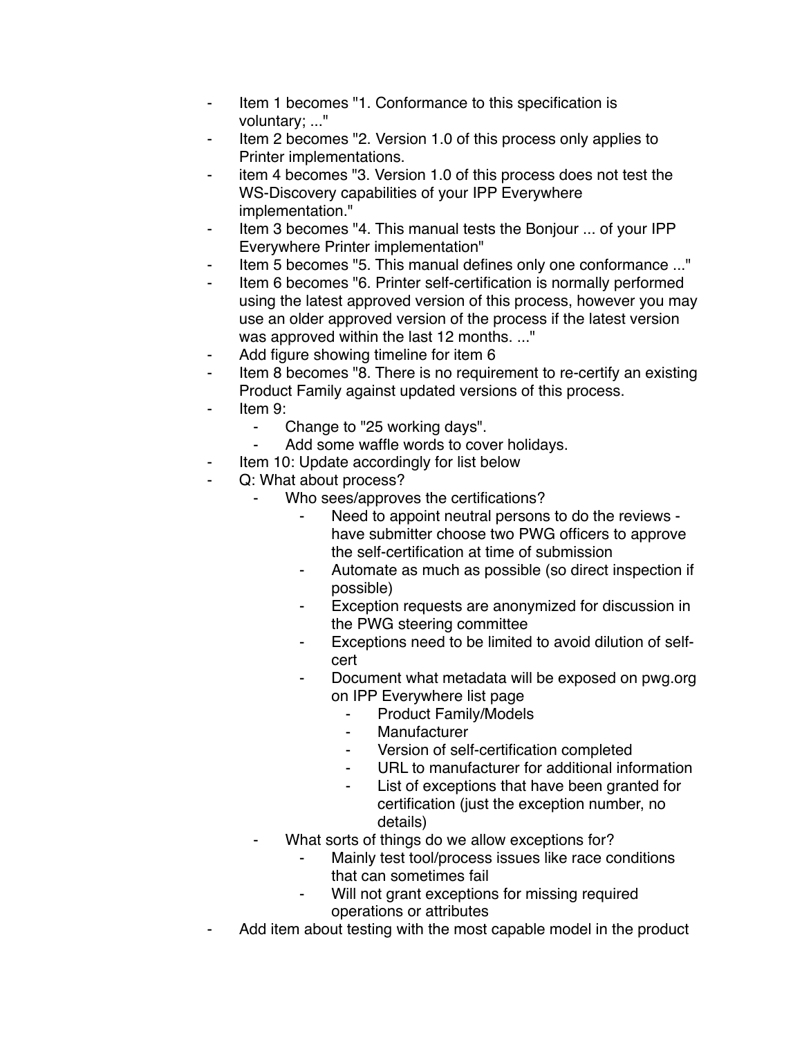- Item 1 becomes "1. Conformance to this specification is voluntary; ..."
- Item 2 becomes "2. Version 1.0 of this process only applies to Printer implementations.
- item 4 becomes "3. Version 1.0 of this process does not test the WS-Discovery capabilities of your IPP Everywhere implementation."
- Item 3 becomes "4. This manual tests the Bonjour ... of your IPP Everywhere Printer implementation"
- Item 5 becomes "5. This manual defines only one conformance ..."
- Item 6 becomes "6. Printer self-certification is normally performed using the latest approved version of this process, however you may use an older approved version of the process if the latest version was approved within the last 12 months. ..."
- Add figure showing timeline for item 6
- Item 8 becomes "8. There is no requirement to re-certify an existing Product Family against updated versions of this process.
- Item 9:
    - Change to "25 working days".
    - Add some waffle words to cover holidays.
- Item 10: Update accordingly for list below
- Q: What about process?
    - Who sees/approves the certifications?
        - Need to appoint neutral persons to do the reviews - have submitter choose two PWG officers to approve the self-certification at time of submission
        - Automate as much as possible (so direct inspection if possible)
        - Exception requests are anonymized for discussion in the PWG steering committee
        - Exceptions need to be limited to avoid dilution of self-cert
        - Document what metadata will be exposed on pwg.org on IPP Everywhere list page
            - Product Family/Models
            - Manufacturer
            - Version of self-certification completed
            - URL to manufacturer for additional information
            - List of exceptions that have been granted for certification (just the exception number, no details)
    - What sorts of things do we allow exceptions for?
        - Mainly test tool/process issues like race conditions that can sometimes fail
        - Will not grant exceptions for missing required operations or attributes
- Add item about testing with the most capable model in the product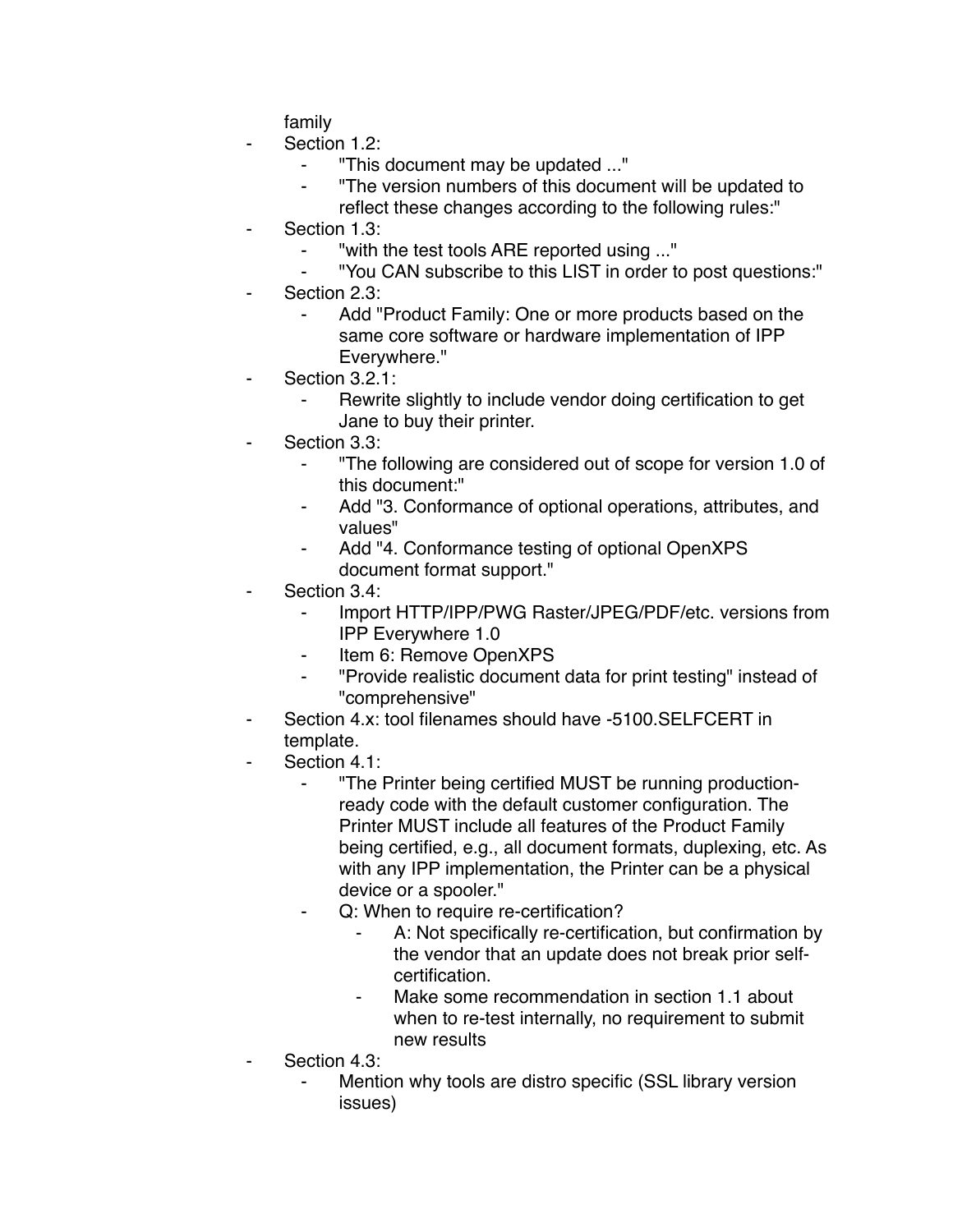family

- Section 1.2:
    - "This document may be updated ..."
    - "The version numbers of this document will be updated to reflect these changes according to the following rules:"
- Section 1.3:
    - "with the test tools ARE reported using ..."
    - "You CAN subscribe to this LIST in order to post questions:"
- Section 2.3:
    - Add "Product Family: One or more products based on the same core software or hardware implementation of IPP Everywhere."
- Section 3.2.1:
    - Rewrite slightly to include vendor doing certification to get Jane to buy their printer.
- Section 3.3:
    - "The following are considered out of scope for version 1.0 of this document:"
    - Add "3. Conformance of optional operations, attributes, and values"
    - Add "4. Conformance testing of optional OpenXPS document format support."
- Section 3.4:
    - Import HTTP/IPP/PWG Raster/JPEG/PDF/etc. versions from IPP Everywhere 1.0
    - Item 6: Remove OpenXPS
    - "Provide realistic document data for print testing" instead of "comprehensive"
- Section 4.x: tool filenames should have -5100.SELFCERT in template.
- Section 4.1:
    - "The Printer being certified MUST be running production-ready code with the default customer configuration. The Printer MUST include all features of the Product Family being certified, e.g., all document formats, duplexing, etc. As with any IPP implementation, the Printer can be a physical device or a spooler."
    - Q: When to require re-certification?
        - A: Not specifically re-certification, but confirmation by the vendor that an update does not break prior self-certification.
        - Make some recommendation in section 1.1 about when to re-test internally, no requirement to submit new results
- Section 4.3:
    - Mention why tools are distro specific (SSL library version issues)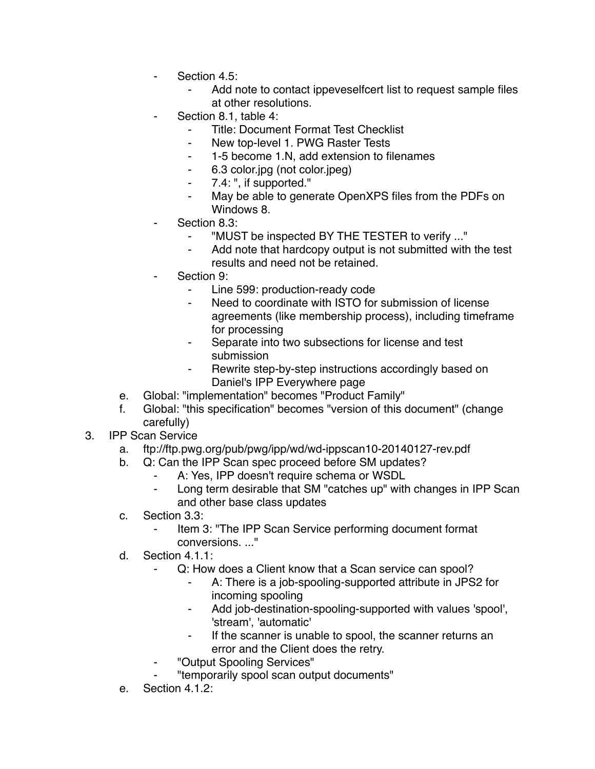- Section 4.5:
  - Add note to contact ippeveselfcert list to request sample files at other resolutions.
- Section 8.1, table 4:
  - Title: Document Format Test Checklist
  - New top-level 1. PWG Raster Tests
  - 1-5 become 1.N, add extension to filenames
  - 6.3 color.jpg (not color.jpeg)
  - 7.4: ", if supported."
  - May be able to generate OpenXPS files from the PDFs on Windows 8.
- Section 8.3:
  - "MUST be inspected BY THE TESTER to verify ..."
  - Add note that hardcopy output is not submitted with the test results and need not be retained.
- Section 9:
  - Line 599: production-ready code
  - Need to coordinate with ISTO for submission of license agreements (like membership process), including timeframe for processing
  - Separate into two subsections for license and test submission
  - Rewrite step-by-step instructions accordingly based on Daniel's IPP Everywhere page

e. Global: "implementation" becomes "Product Family"

f. Global: "this specification" becomes "version of this document" (change carefully)

3. IPP Scan Service
   a. ftp://ftp.pwg.org/pub/pwg/ipp/wd/wd-ippscan10-20140127-rev.pdf
   b. Q: Can the IPP Scan spec proceed before SM updates?
      - A: Yes, IPP doesn't require schema or WSDL
      - Long term desirable that SM "catches up" with changes in IPP Scan and other base class updates
   c. Section 3.3:
      - Item 3: "The IPP Scan Service performing document format conversions. ..."
   d. Section 4.1.1:
      - Q: How does a Client know that a Scan service can spool?
        - A: There is a job-spooling-supported attribute in JPS2 for incoming spooling
        - Add job-destination-spooling-supported with values 'spool', 'stream', 'automatic'
        - If the scanner is unable to spool, the scanner returns an error and the Client does the retry.
      - "Output Spooling Services"
      - "temporarily spool scan output documents"
   e. Section 4.1.2: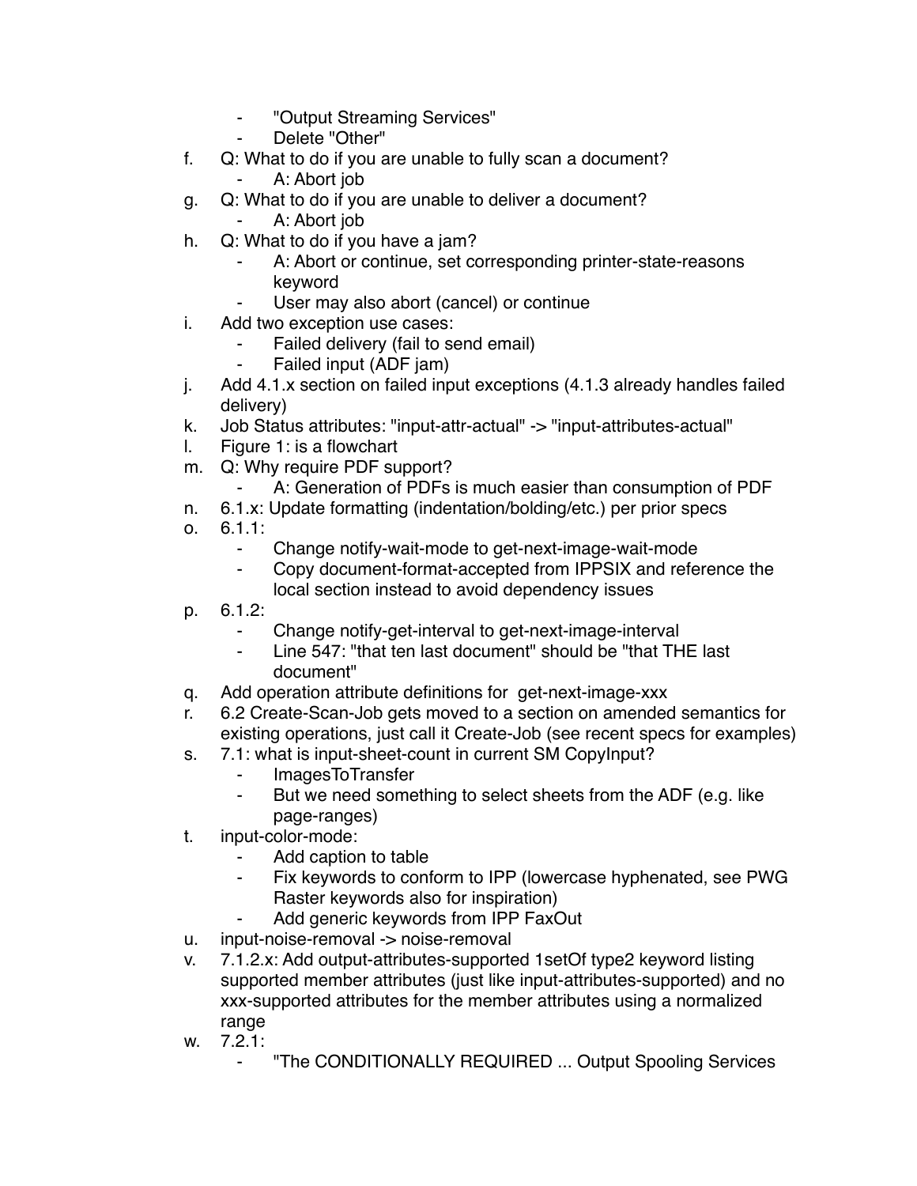- "Output Streaming Services"
- Delete "Other"

f. Q: What to do if you are unable to fully scan a document?
    - A: Abort job

g. Q: What to do if you are unable to deliver a document?
    - A: Abort job

h. Q: What to do if you have a jam?
    - A: Abort or continue, set corresponding printer-state-reasons keyword
    - User may also abort (cancel) or continue

i. Add two exception use cases:
    - Failed delivery (fail to send email)
    - Failed input (ADF jam)

j. Add 4.1.x section on failed input exceptions (4.1.3 already handles failed delivery)

k. Job Status attributes: "input-attr-actual" -> "input-attributes-actual"

l. Figure 1: is a flowchart

m. Q: Why require PDF support?
    - A: Generation of PDFs is much easier than consumption of PDF

n. 6.1.x: Update formatting (indentation/bolding/etc.) per prior specs

o. 6.1.1:
    - Change notify-wait-mode to get-next-image-wait-mode
    - Copy document-format-accepted from IPPSIX and reference the local section instead to avoid dependency issues

p. 6.1.2:
    - Change notify-get-interval to get-next-image-interval
    - Line 547: "that ten last document" should be "that THE last document"

q. Add operation attribute definitions for get-next-image-xxx

r. 6.2 Create-Scan-Job gets moved to a section on amended semantics for existing operations, just call it Create-Job (see recent specs for examples)

s. 7.1: what is input-sheet-count in current SM CopyInput?
    - ImagesToTransfer
    - But we need something to select sheets from the ADF (e.g. like page-ranges)

t. input-color-mode:
    - Add caption to table
    - Fix keywords to conform to IPP (lowercase hyphenated, see PWG Raster keywords also for inspiration)
    - Add generic keywords from IPP FaxOut

u. input-noise-removal -> noise-removal

v. 7.1.2.x: Add output-attributes-supported 1setOf type2 keyword listing supported member attributes (just like input-attributes-supported) and no xxx-supported attributes for the member attributes using a normalized range

w. 7.2.1:
    - "The CONDITIONALLY REQUIRED ... Output Spooling Services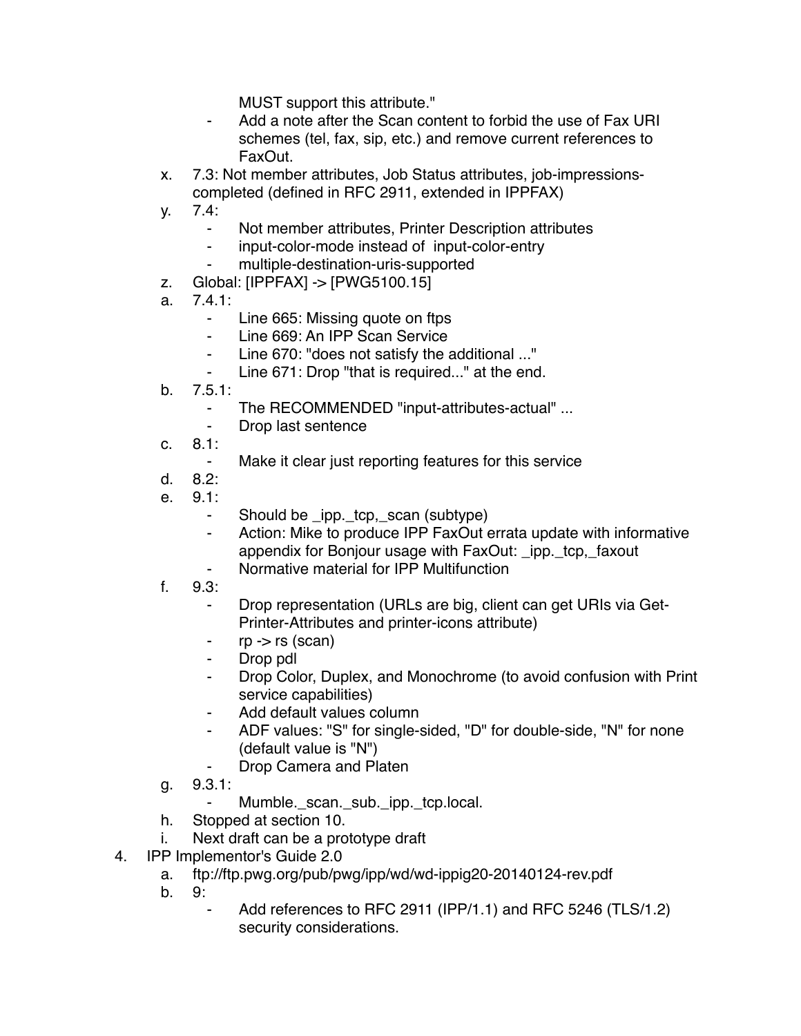MUST support this attribute."

- Add a note after the Scan content to forbid the use of Fax URI schemes (tel, fax, sip, etc.) and remove current references to FaxOut.

x. 7.3: Not member attributes, Job Status attributes, job-impressions-completed (defined in RFC 2911, extended in IPPFAX)

y. 7.4:
   - Not member attributes, Printer Description attributes
   - input-color-mode instead of input-color-entry
   - multiple-destination-uris-supported

z. Global: [IPPFAX] -> [PWG5100.15]

a. 7.4.1:
   - Line 665: Missing quote on ftps
   - Line 669: An IPP Scan Service
   - Line 670: "does not satisfy the additional ..."
   - Line 671: Drop "that is required..." at the end.

b. 7.5.1:
   - The RECOMMENDED "input-attributes-actual" ...
   - Drop last sentence

c. 8.1:
   - Make it clear just reporting features for this service

d. 8.2:

e. 9.1:
   - Should be _ipp._tcp,_scan (subtype)
   - Action: Mike to produce IPP FaxOut errata update with informative appendix for Bonjour usage with FaxOut: _ipp._tcp,_faxout
   - Normative material for IPP Multifunction

f. 9.3:
   - Drop representation (URLs are big, client can get URIs via Get-Printer-Attributes and printer-icons attribute)
   - rp -> rs (scan)
   - Drop pdl
   - Drop Color, Duplex, and Monochrome (to avoid confusion with Print service capabilities)
   - Add default values column
   - ADF values: "S" for single-sided, "D" for double-side, "N" for none (default value is "N")
   - Drop Camera and Platen

g. 9.3.1:
   - Mumble._scan._sub._ipp._tcp.local.

h. Stopped at section 10.

i. Next draft can be a prototype draft

4. IPP Implementor's Guide 2.0
   a. ftp://ftp.pwg.org/pub/pwg/ipp/wd/wd-ippig20-20140124-rev.pdf
   b. 9:
      - Add references to RFC 2911 (IPP/1.1) and RFC 5246 (TLS/1.2) security considerations.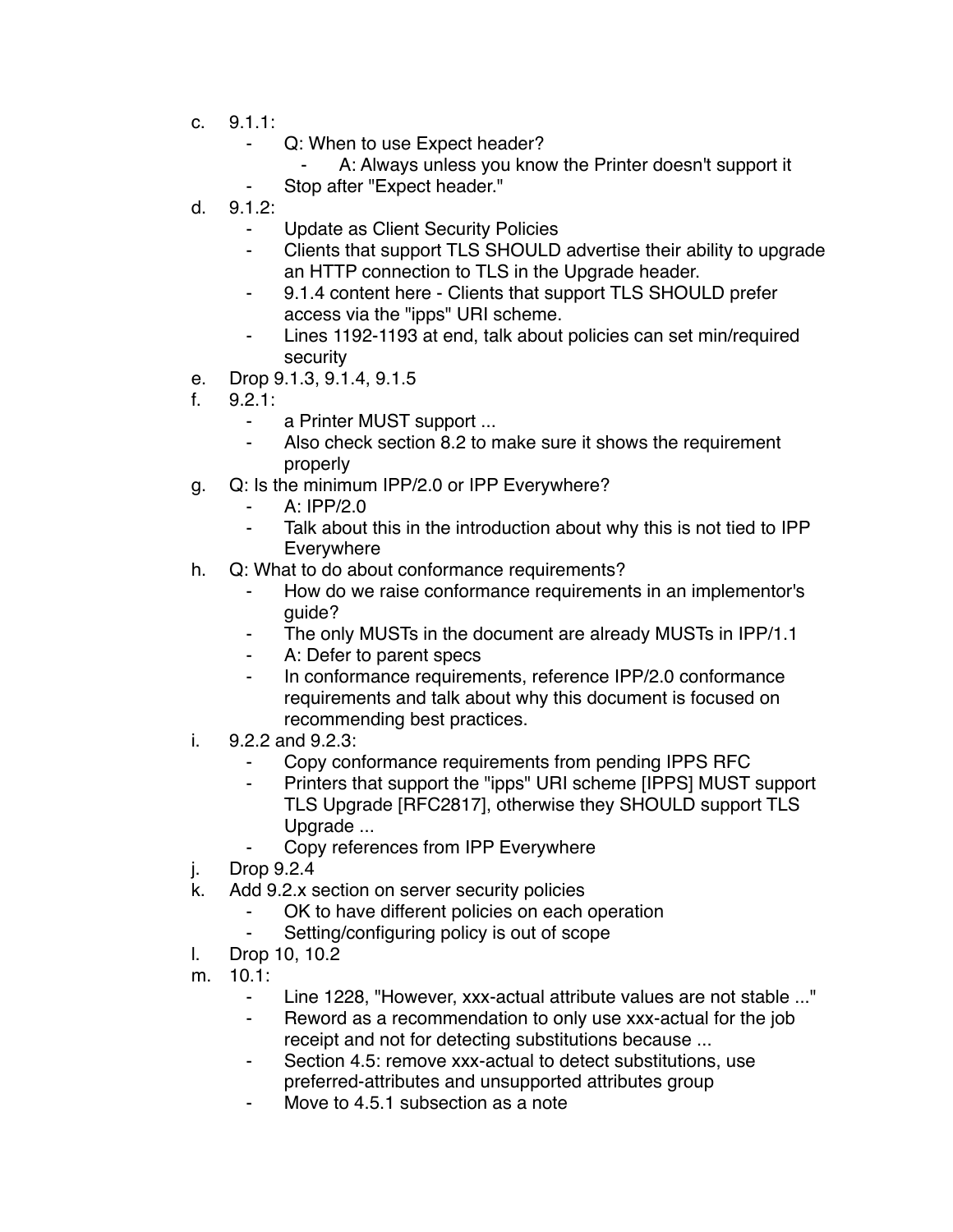c. 9.1.1:
    - Q: When to use Expect header?
        - A: Always unless you know the Printer doesn't support it
    - Stop after "Expect header."
d. 9.1.2:
    - Update as Client Security Policies
    - Clients that support TLS SHOULD advertise their ability to upgrade an HTTP connection to TLS in the Upgrade header.
    - 9.1.4 content here - Clients that support TLS SHOULD prefer access via the "ipps" URI scheme.
    - Lines 1192-1193 at end, talk about policies can set min/required security
e. Drop 9.1.3, 9.1.4, 9.1.5
f. 9.2.1:
    - a Printer MUST support ...
    - Also check section 8.2 to make sure it shows the requirement properly
g. Q: Is the minimum IPP/2.0 or IPP Everywhere?
    - A: IPP/2.0
    - Talk about this in the introduction about why this is not tied to IPP Everywhere
h. Q: What to do about conformance requirements?
    - How do we raise conformance requirements in an implementor's guide?
    - The only MUSTs in the document are already MUSTs in IPP/1.1
    - A: Defer to parent specs
    - In conformance requirements, reference IPP/2.0 conformance requirements and talk about why this document is focused on recommending best practices.
i. 9.2.2 and 9.2.3:
    - Copy conformance requirements from pending IPPS RFC
    - Printers that support the "ipps" URI scheme [IPPS] MUST support TLS Upgrade [RFC2817], otherwise they SHOULD support TLS Upgrade ...
    - Copy references from IPP Everywhere
j. Drop 9.2.4
k. Add 9.2.x section on server security policies
    - OK to have different policies on each operation
    - Setting/configuring policy is out of scope
l. Drop 10, 10.2
m. 10.1:
    - Line 1228, "However, xxx-actual attribute values are not stable ..."
    - Reword as a recommendation to only use xxx-actual for the job receipt and not for detecting substitutions because ...
    - Section 4.5: remove xxx-actual to detect substitutions, use preferred-attributes and unsupported attributes group
    - Move to 4.5.1 subsection as a note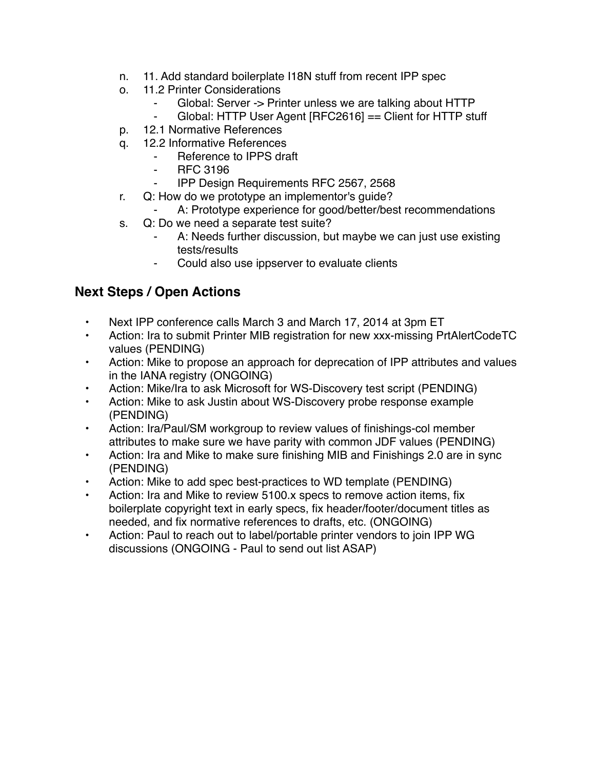n. 11. Add standard boilerplate I18N stuff from recent IPP spec
o. 11.2 Printer Considerations
   - Global: Server -> Printer unless we are talking about HTTP
   - Global: HTTP User Agent [RFC2616] == Client for HTTP stuff
p. 12.1 Normative References
q. 12.2 Informative References
   - Reference to IPPS draft
   - RFC 3196
   - IPP Design Requirements RFC 2567, 2568
r. Q: How do we prototype an implementor's guide?
   - A: Prototype experience for good/better/best recommendations
s. Q: Do we need a separate test suite?
   - A: Needs further discussion, but maybe we can just use existing tests/results
   - Could also use ippserver to evaluate clients

## Next Steps / Open Actions

- Next IPP conference calls March 3 and March 17, 2014 at 3pm ET
- Action: Ira to submit Printer MIB registration for new xxx-missing PrtAlertCodeTC values (PENDING)
- Action: Mike to propose an approach for deprecation of IPP attributes and values in the IANA registry (ONGOING)
- Action: Mike/Ira to ask Microsoft for WS-Discovery test script (PENDING)
- Action: Mike to ask Justin about WS-Discovery probe response example (PENDING)
- Action: Ira/Paul/SM workgroup to review values of finishings-col member attributes to make sure we have parity with common JDF values (PENDING)
- Action: Ira and Mike to make sure finishing MIB and Finishings 2.0 are in sync (PENDING)
- Action: Mike to add spec best-practices to WD template (PENDING)
- Action: Ira and Mike to review 5100.x specs to remove action items, fix boilerplate copyright text in early specs, fix header/footer/document titles as needed, and fix normative references to drafts, etc. (ONGOING)
- Action: Paul to reach out to label/portable printer vendors to join IPP WG discussions (ONGOING - Paul to send out list ASAP)